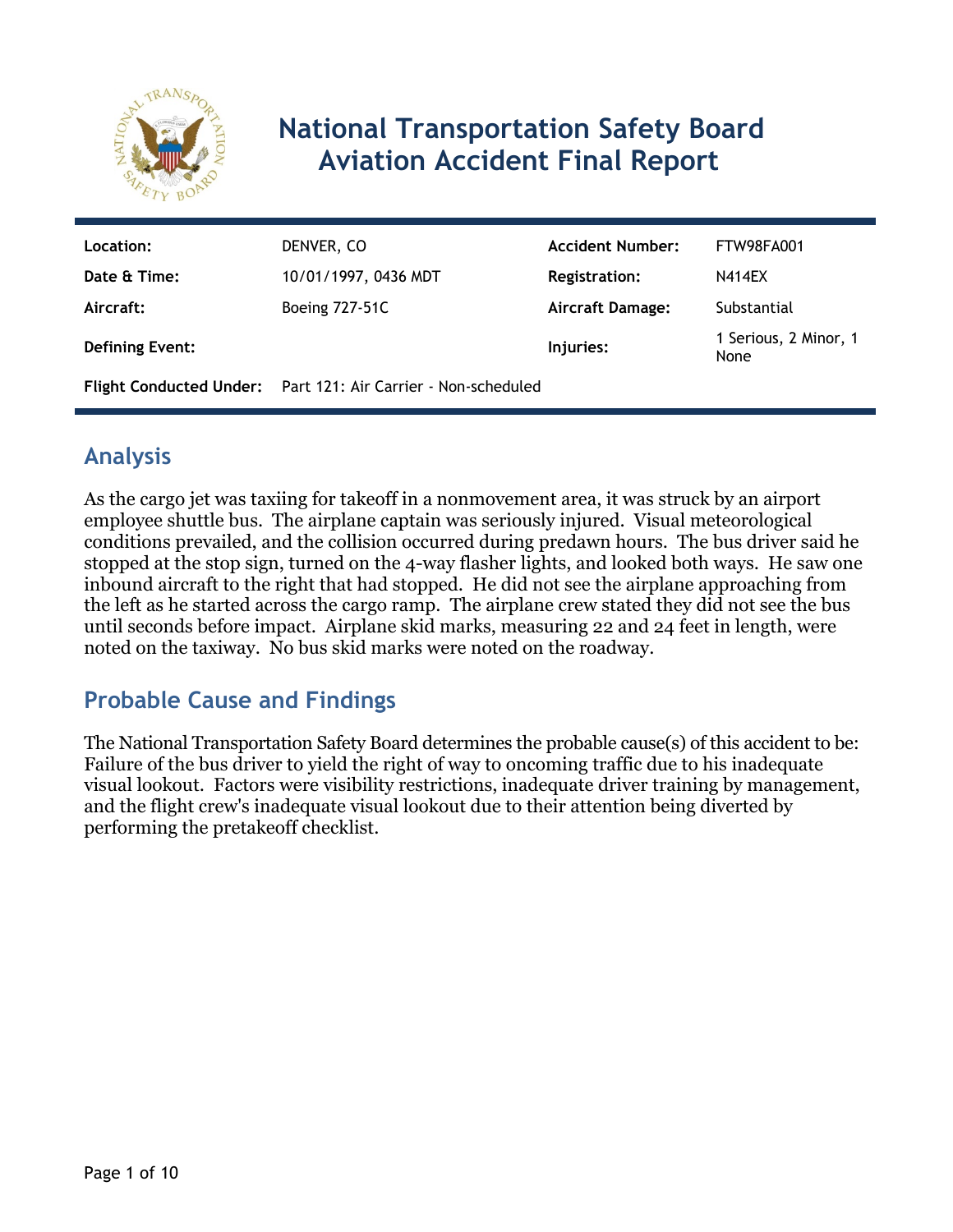# National Transportation Safety Board Aviation Accident Final Report

| | | | |
|---|---|---|---|
| **Location:** | DENVER, CO | **Accident Number:** | FTW98FA001 |
| **Date & Time:** | 10/01/1997, 0436 MDT | **Registration:** | N414EX |
| **Aircraft:** | Boeing 727-51C | **Aircraft Damage:** | Substantial |
| **Defining Event:** | | **Injuries:** | 1 Serious, 2 Minor, 1 None |
| **Flight Conducted Under:** | Part 121: Air Carrier - Non-scheduled | | |

## Analysis

As the cargo jet was taxiing for takeoff in a nonmovement area, it was struck by an airport employee shuttle bus. The airplane captain was seriously injured. Visual meteorological conditions prevailed, and the collision occurred during predawn hours. The bus driver said he stopped at the stop sign, turned on the 4-way flasher lights, and looked both ways. He saw one inbound aircraft to the right that had stopped. He did not see the airplane approaching from the left as he started across the cargo ramp. The airplane crew stated they did not see the bus until seconds before impact. Airplane skid marks, measuring 22 and 24 feet in length, were noted on the taxiway. No bus skid marks were noted on the roadway.

## Probable Cause and Findings

The National Transportation Safety Board determines the probable cause(s) of this accident to be:
Failure of the bus driver to yield the right of way to oncoming traffic due to his inadequate visual lookout. Factors were visibility restrictions, inadequate driver training by management, and the flight crew's inadequate visual lookout due to their attention being diverted by performing the pretakeoff checklist.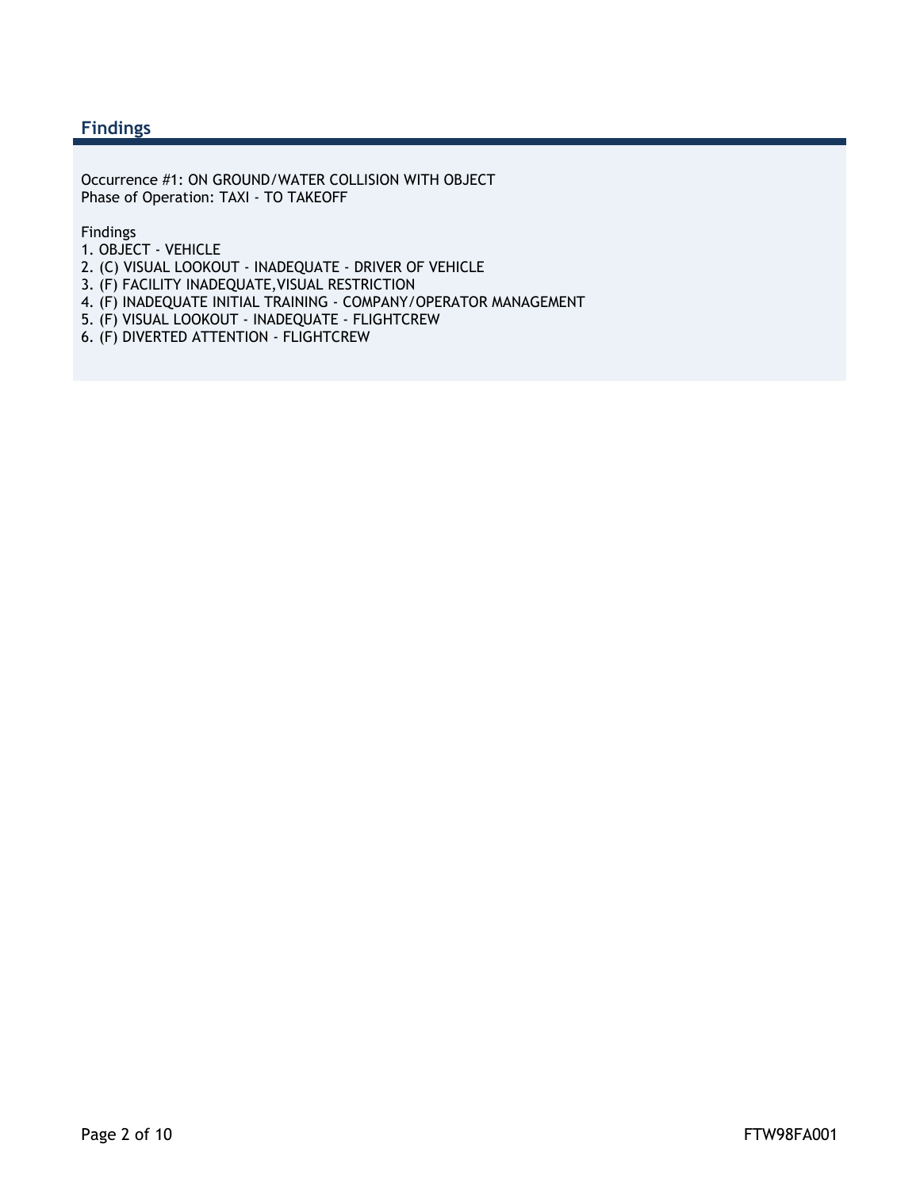## Findings

Occurrence #1: ON GROUND/WATER COLLISION WITH OBJECT
Phase of Operation: TAXI - TO TAKEOFF

Findings
1. OBJECT - VEHICLE
2. (C) VISUAL LOOKOUT - INADEQUATE - DRIVER OF VEHICLE
3. (F) FACILITY INADEQUATE,VISUAL RESTRICTION
4. (F) INADEQUATE INITIAL TRAINING - COMPANY/OPERATOR MANAGEMENT
5. (F) VISUAL LOOKOUT - INADEQUATE - FLIGHTCREW
6. (F) DIVERTED ATTENTION - FLIGHTCREW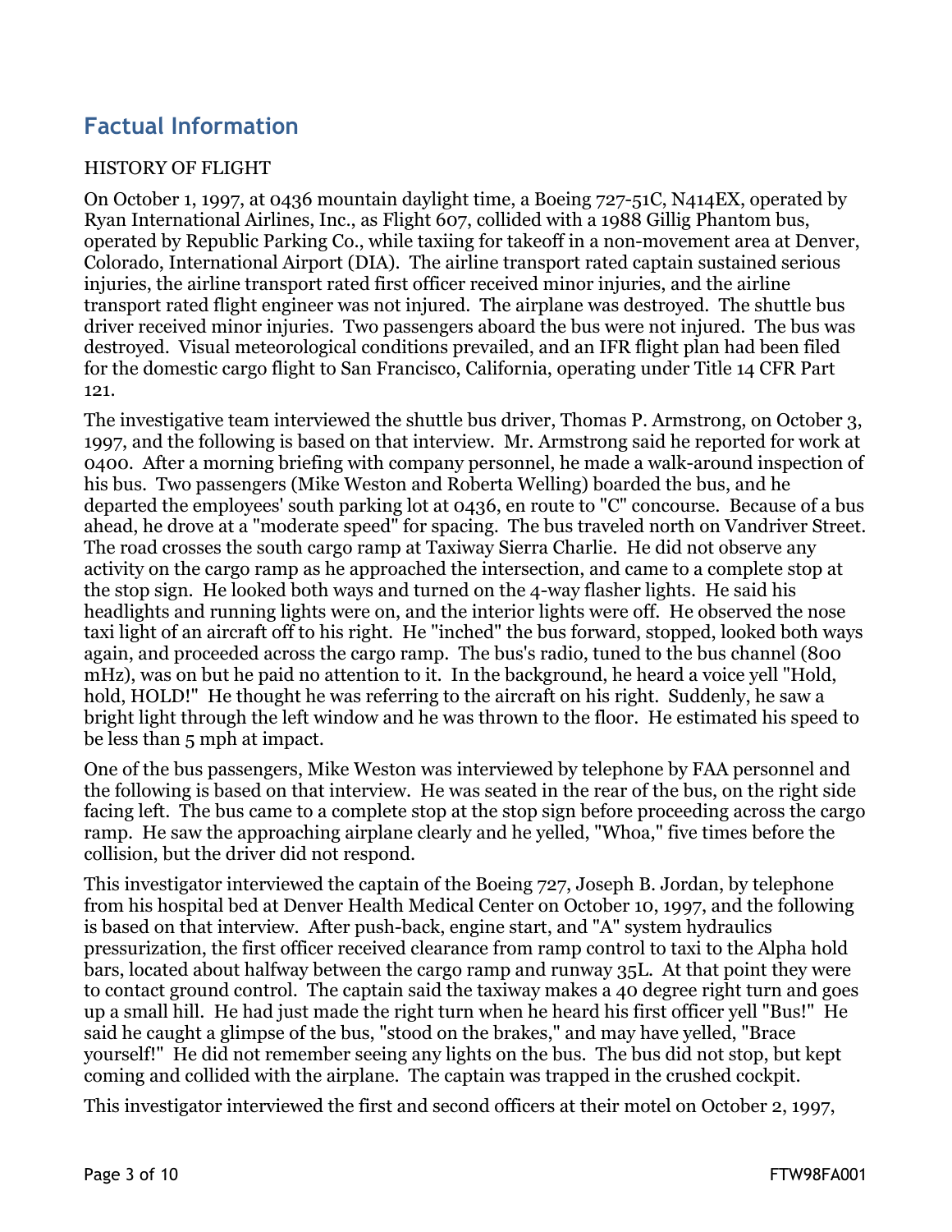## Factual Information

HISTORY OF FLIGHT

On October 1, 1997, at 0436 mountain daylight time, a Boeing 727-51C, N414EX, operated by Ryan International Airlines, Inc., as Flight 607, collided with a 1988 Gillig Phantom bus, operated by Republic Parking Co., while taxiing for takeoff in a non-movement area at Denver, Colorado, International Airport (DIA). The airline transport rated captain sustained serious injuries, the airline transport rated first officer received minor injuries, and the airline transport rated flight engineer was not injured. The airplane was destroyed. The shuttle bus driver received minor injuries. Two passengers aboard the bus were not injured. The bus was destroyed. Visual meteorological conditions prevailed, and an IFR flight plan had been filed for the domestic cargo flight to San Francisco, California, operating under Title 14 CFR Part 121.

The investigative team interviewed the shuttle bus driver, Thomas P. Armstrong, on October 3, 1997, and the following is based on that interview. Mr. Armstrong said he reported for work at 0400. After a morning briefing with company personnel, he made a walk-around inspection of his bus. Two passengers (Mike Weston and Roberta Welling) boarded the bus, and he departed the employees' south parking lot at 0436, en route to "C" concourse. Because of a bus ahead, he drove at a "moderate speed" for spacing. The bus traveled north on Vandriver Street. The road crosses the south cargo ramp at Taxiway Sierra Charlie. He did not observe any activity on the cargo ramp as he approached the intersection, and came to a complete stop at the stop sign. He looked both ways and turned on the 4-way flasher lights. He said his headlights and running lights were on, and the interior lights were off. He observed the nose taxi light of an aircraft off to his right. He "inched" the bus forward, stopped, looked both ways again, and proceeded across the cargo ramp. The bus's radio, tuned to the bus channel (800 mHz), was on but he paid no attention to it. In the background, he heard a voice yell "Hold, hold, HOLD!" He thought he was referring to the aircraft on his right. Suddenly, he saw a bright light through the left window and he was thrown to the floor. He estimated his speed to be less than 5 mph at impact.

One of the bus passengers, Mike Weston was interviewed by telephone by FAA personnel and the following is based on that interview. He was seated in the rear of the bus, on the right side facing left. The bus came to a complete stop at the stop sign before proceeding across the cargo ramp. He saw the approaching airplane clearly and he yelled, "Whoa," five times before the collision, but the driver did not respond.

This investigator interviewed the captain of the Boeing 727, Joseph B. Jordan, by telephone from his hospital bed at Denver Health Medical Center on October 10, 1997, and the following is based on that interview. After push-back, engine start, and "A" system hydraulics pressurization, the first officer received clearance from ramp control to taxi to the Alpha hold bars, located about halfway between the cargo ramp and runway 35L. At that point they were to contact ground control. The captain said the taxiway makes a 40 degree right turn and goes up a small hill. He had just made the right turn when he heard his first officer yell "Bus!" He said he caught a glimpse of the bus, "stood on the brakes," and may have yelled, "Brace yourself!" He did not remember seeing any lights on the bus. The bus did not stop, but kept coming and collided with the airplane. The captain was trapped in the crushed cockpit.

This investigator interviewed the first and second officers at their motel on October 2, 1997,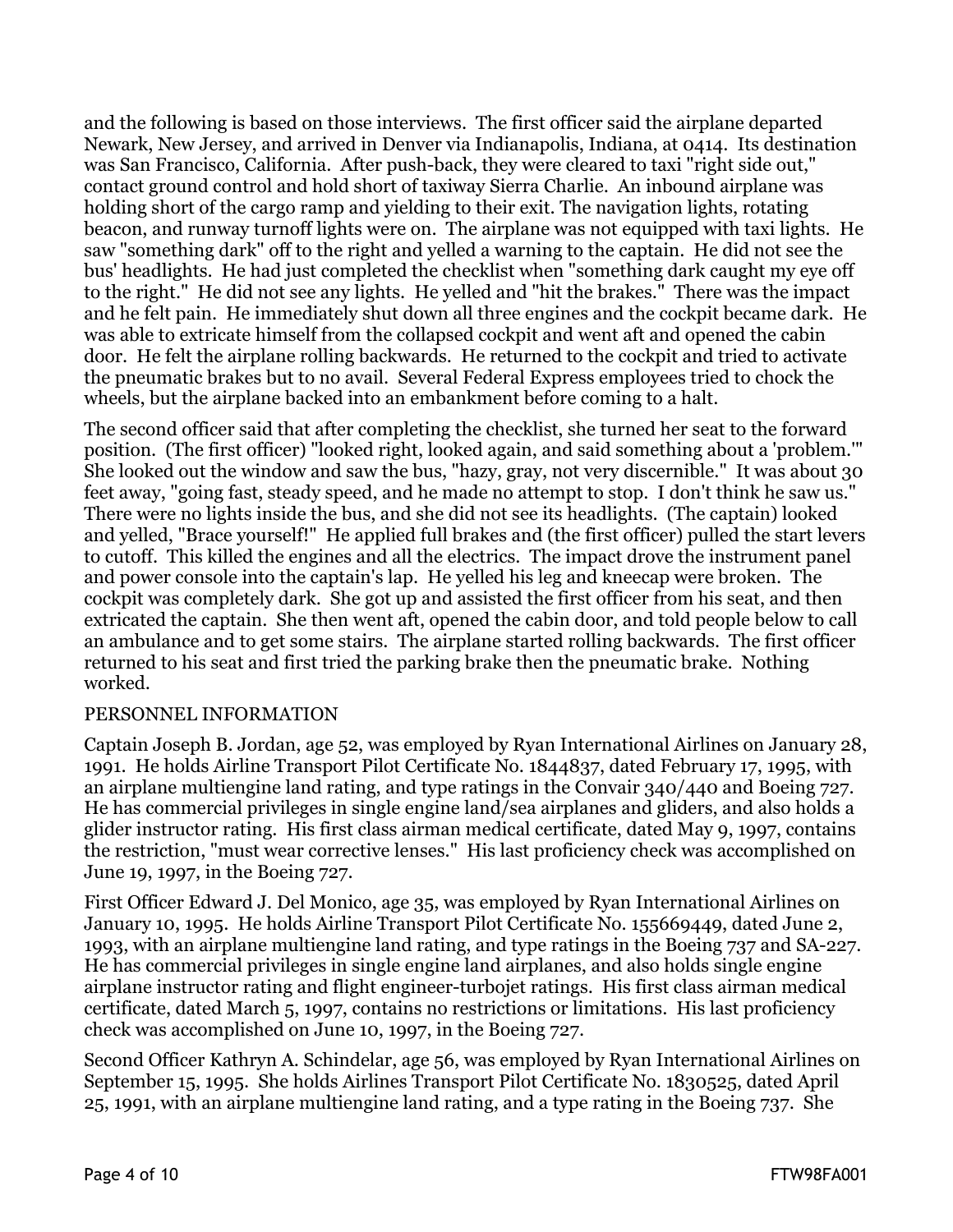and the following is based on those interviews. The first officer said the airplane departed Newark, New Jersey, and arrived in Denver via Indianapolis, Indiana, at 0414. Its destination was San Francisco, California. After push-back, they were cleared to taxi "right side out," contact ground control and hold short of taxiway Sierra Charlie. An inbound airplane was holding short of the cargo ramp and yielding to their exit. The navigation lights, rotating beacon, and runway turnoff lights were on. The airplane was not equipped with taxi lights. He saw "something dark" off to the right and yelled a warning to the captain. He did not see the bus' headlights. He had just completed the checklist when "something dark caught my eye off to the right." He did not see any lights. He yelled and "hit the brakes." There was the impact and he felt pain. He immediately shut down all three engines and the cockpit became dark. He was able to extricate himself from the collapsed cockpit and went aft and opened the cabin door. He felt the airplane rolling backwards. He returned to the cockpit and tried to activate the pneumatic brakes but to no avail. Several Federal Express employees tried to chock the wheels, but the airplane backed into an embankment before coming to a halt.

The second officer said that after completing the checklist, she turned her seat to the forward position. (The first officer) "looked right, looked again, and said something about a 'problem.'" She looked out the window and saw the bus, "hazy, gray, not very discernible." It was about 30 feet away, "going fast, steady speed, and he made no attempt to stop. I don't think he saw us." There were no lights inside the bus, and she did not see its headlights. (The captain) looked and yelled, "Brace yourself!" He applied full brakes and (the first officer) pulled the start levers to cutoff. This killed the engines and all the electrics. The impact drove the instrument panel and power console into the captain's lap. He yelled his leg and kneecap were broken. The cockpit was completely dark. She got up and assisted the first officer from his seat, and then extricated the captain. She then went aft, opened the cabin door, and told people below to call an ambulance and to get some stairs. The airplane started rolling backwards. The first officer returned to his seat and first tried the parking brake then the pneumatic brake. Nothing worked.

## PERSONNEL INFORMATION

Captain Joseph B. Jordan, age 52, was employed by Ryan International Airlines on January 28, 1991. He holds Airline Transport Pilot Certificate No. 1844837, dated February 17, 1995, with an airplane multiengine land rating, and type ratings in the Convair 340/440 and Boeing 727. He has commercial privileges in single engine land/sea airplanes and gliders, and also holds a glider instructor rating. His first class airman medical certificate, dated May 9, 1997, contains the restriction, "must wear corrective lenses." His last proficiency check was accomplished on June 19, 1997, in the Boeing 727.

First Officer Edward J. Del Monico, age 35, was employed by Ryan International Airlines on January 10, 1995. He holds Airline Transport Pilot Certificate No. 155669449, dated June 2, 1993, with an airplane multiengine land rating, and type ratings in the Boeing 737 and SA-227. He has commercial privileges in single engine land airplanes, and also holds single engine airplane instructor rating and flight engineer-turbojet ratings. His first class airman medical certificate, dated March 5, 1997, contains no restrictions or limitations. His last proficiency check was accomplished on June 10, 1997, in the Boeing 727.

Second Officer Kathryn A. Schindelar, age 56, was employed by Ryan International Airlines on September 15, 1995. She holds Airlines Transport Pilot Certificate No. 1830525, dated April 25, 1991, with an airplane multiengine land rating, and a type rating in the Boeing 737. She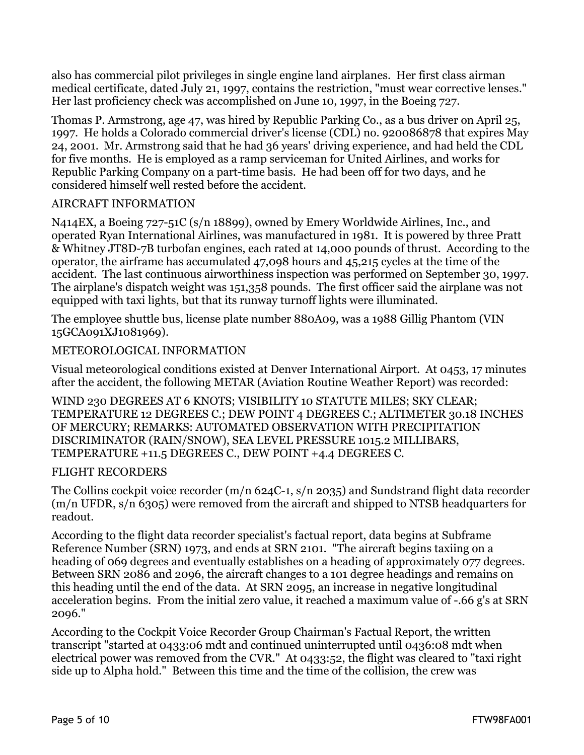also has commercial pilot privileges in single engine land airplanes. Her first class airman medical certificate, dated July 21, 1997, contains the restriction, "must wear corrective lenses." Her last proficiency check was accomplished on June 10, 1997, in the Boeing 727.

Thomas P. Armstrong, age 47, was hired by Republic Parking Co., as a bus driver on April 25, 1997. He holds a Colorado commercial driver's license (CDL) no. 920086878 that expires May 24, 2001. Mr. Armstrong said that he had 36 years' driving experience, and had held the CDL for five months. He is employed as a ramp serviceman for United Airlines, and works for Republic Parking Company on a part-time basis. He had been off for two days, and he considered himself well rested before the accident.

## AIRCRAFT INFORMATION

N414EX, a Boeing 727-51C (s/n 18899), owned by Emery Worldwide Airlines, Inc., and operated Ryan International Airlines, was manufactured in 1981. It is powered by three Pratt & Whitney JT8D-7B turbofan engines, each rated at 14,000 pounds of thrust. According to the operator, the airframe has accumulated 47,098 hours and 45,215 cycles at the time of the accident. The last continuous airworthiness inspection was performed on September 30, 1997. The airplane's dispatch weight was 151,358 pounds. The first officer said the airplane was not equipped with taxi lights, but that its runway turnoff lights were illuminated.

The employee shuttle bus, license plate number 880A09, was a 1988 Gillig Phantom (VIN 15GCA091XJ1081969).

## METEOROLOGICAL INFORMATION

Visual meteorological conditions existed at Denver International Airport. At 0453, 17 minutes after the accident, the following METAR (Aviation Routine Weather Report) was recorded:

WIND 230 DEGREES AT 6 KNOTS; VISIBILITY 10 STATUTE MILES; SKY CLEAR; TEMPERATURE 12 DEGREES C.; DEW POINT 4 DEGREES C.; ALTIMETER 30.18 INCHES OF MERCURY; REMARKS: AUTOMATED OBSERVATION WITH PRECIPITATION DISCRIMINATOR (RAIN/SNOW), SEA LEVEL PRESSURE 1015.2 MILLIBARS, TEMPERATURE +11.5 DEGREES C., DEW POINT +4.4 DEGREES C.

## FLIGHT RECORDERS

The Collins cockpit voice recorder (m/n 624C-1, s/n 2035) and Sundstrand flight data recorder (m/n UFDR, s/n 6305) were removed from the aircraft and shipped to NTSB headquarters for readout.

According to the flight data recorder specialist's factual report, data begins at Subframe Reference Number (SRN) 1973, and ends at SRN 2101. "The aircraft begins taxiing on a heading of 069 degrees and eventually establishes on a heading of approximately 077 degrees. Between SRN 2086 and 2096, the aircraft changes to a 101 degree headings and remains on this heading until the end of the data. At SRN 2095, an increase in negative longitudinal acceleration begins. From the initial zero value, it reached a maximum value of -.66 g's at SRN 2096."

According to the Cockpit Voice Recorder Group Chairman's Factual Report, the written transcript "started at 0433:06 mdt and continued uninterrupted until 0436:08 mdt when electrical power was removed from the CVR." At 0433:52, the flight was cleared to "taxi right side up to Alpha hold." Between this time and the time of the collision, the crew was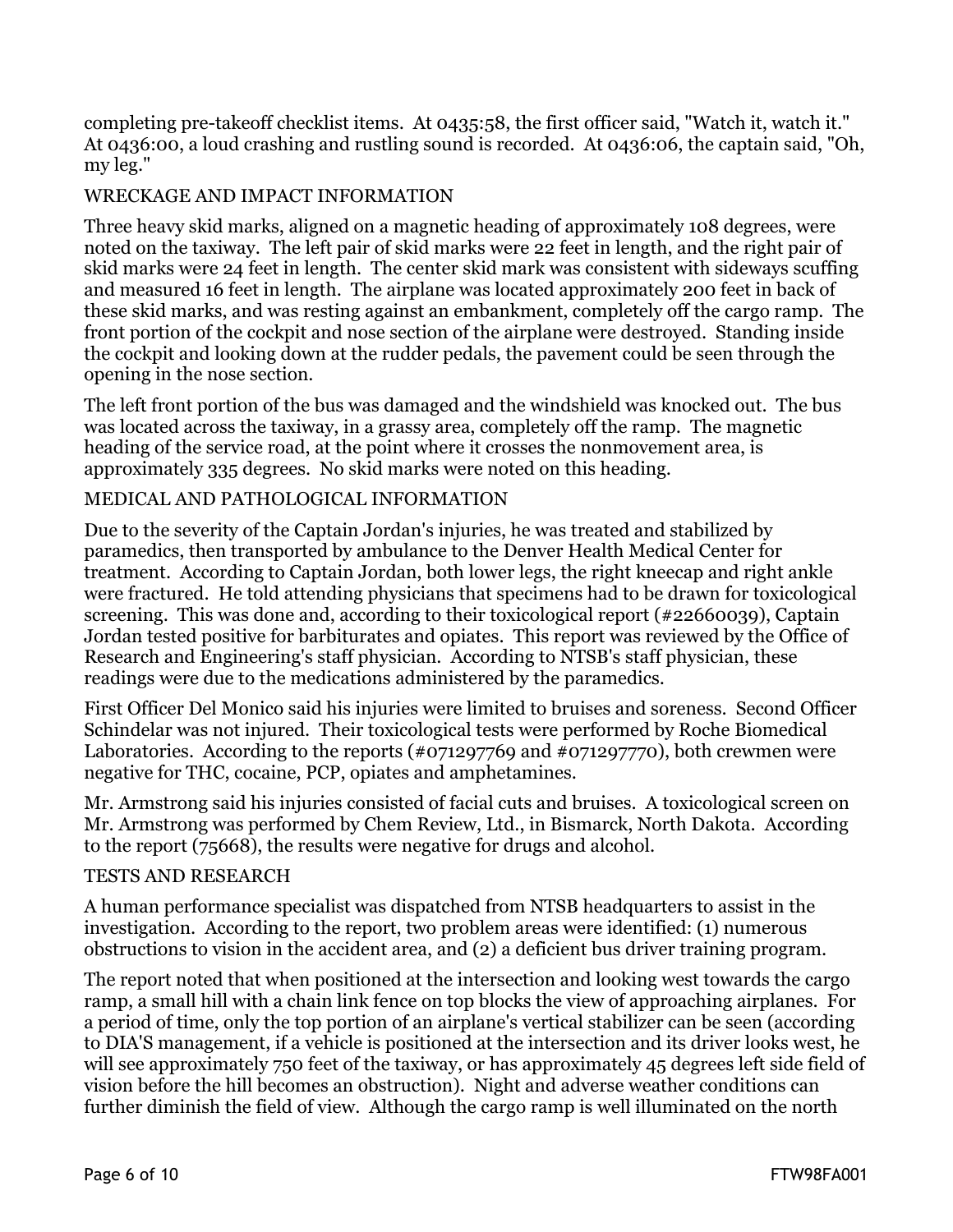completing pre-takeoff checklist items. At 0435:58, the first officer said, "Watch it, watch it." At 0436:00, a loud crashing and rustling sound is recorded. At 0436:06, the captain said, "Oh, my leg."

## WRECKAGE AND IMPACT INFORMATION

Three heavy skid marks, aligned on a magnetic heading of approximately 108 degrees, were noted on the taxiway. The left pair of skid marks were 22 feet in length, and the right pair of skid marks were 24 feet in length. The center skid mark was consistent with sideways scuffing and measured 16 feet in length. The airplane was located approximately 200 feet in back of these skid marks, and was resting against an embankment, completely off the cargo ramp. The front portion of the cockpit and nose section of the airplane were destroyed. Standing inside the cockpit and looking down at the rudder pedals, the pavement could be seen through the opening in the nose section.

The left front portion of the bus was damaged and the windshield was knocked out. The bus was located across the taxiway, in a grassy area, completely off the ramp. The magnetic heading of the service road, at the point where it crosses the nonmovement area, is approximately 335 degrees. No skid marks were noted on this heading.

## MEDICAL AND PATHOLOGICAL INFORMATION

Due to the severity of the Captain Jordan's injuries, he was treated and stabilized by paramedics, then transported by ambulance to the Denver Health Medical Center for treatment. According to Captain Jordan, both lower legs, the right kneecap and right ankle were fractured. He told attending physicians that specimens had to be drawn for toxicological screening. This was done and, according to their toxicological report (#22660039), Captain Jordan tested positive for barbiturates and opiates. This report was reviewed by the Office of Research and Engineering's staff physician. According to NTSB's staff physician, these readings were due to the medications administered by the paramedics.

First Officer Del Monico said his injuries were limited to bruises and soreness. Second Officer Schindelar was not injured. Their toxicological tests were performed by Roche Biomedical Laboratories. According to the reports (#071297769 and #071297770), both crewmen were negative for THC, cocaine, PCP, opiates and amphetamines.

Mr. Armstrong said his injuries consisted of facial cuts and bruises. A toxicological screen on Mr. Armstrong was performed by Chem Review, Ltd., in Bismarck, North Dakota. According to the report (75668), the results were negative for drugs and alcohol.

## TESTS AND RESEARCH

A human performance specialist was dispatched from NTSB headquarters to assist in the investigation. According to the report, two problem areas were identified: (1) numerous obstructions to vision in the accident area, and (2) a deficient bus driver training program.

The report noted that when positioned at the intersection and looking west towards the cargo ramp, a small hill with a chain link fence on top blocks the view of approaching airplanes. For a period of time, only the top portion of an airplane's vertical stabilizer can be seen (according to DIA'S management, if a vehicle is positioned at the intersection and its driver looks west, he will see approximately 750 feet of the taxiway, or has approximately 45 degrees left side field of vision before the hill becomes an obstruction). Night and adverse weather conditions can further diminish the field of view. Although the cargo ramp is well illuminated on the north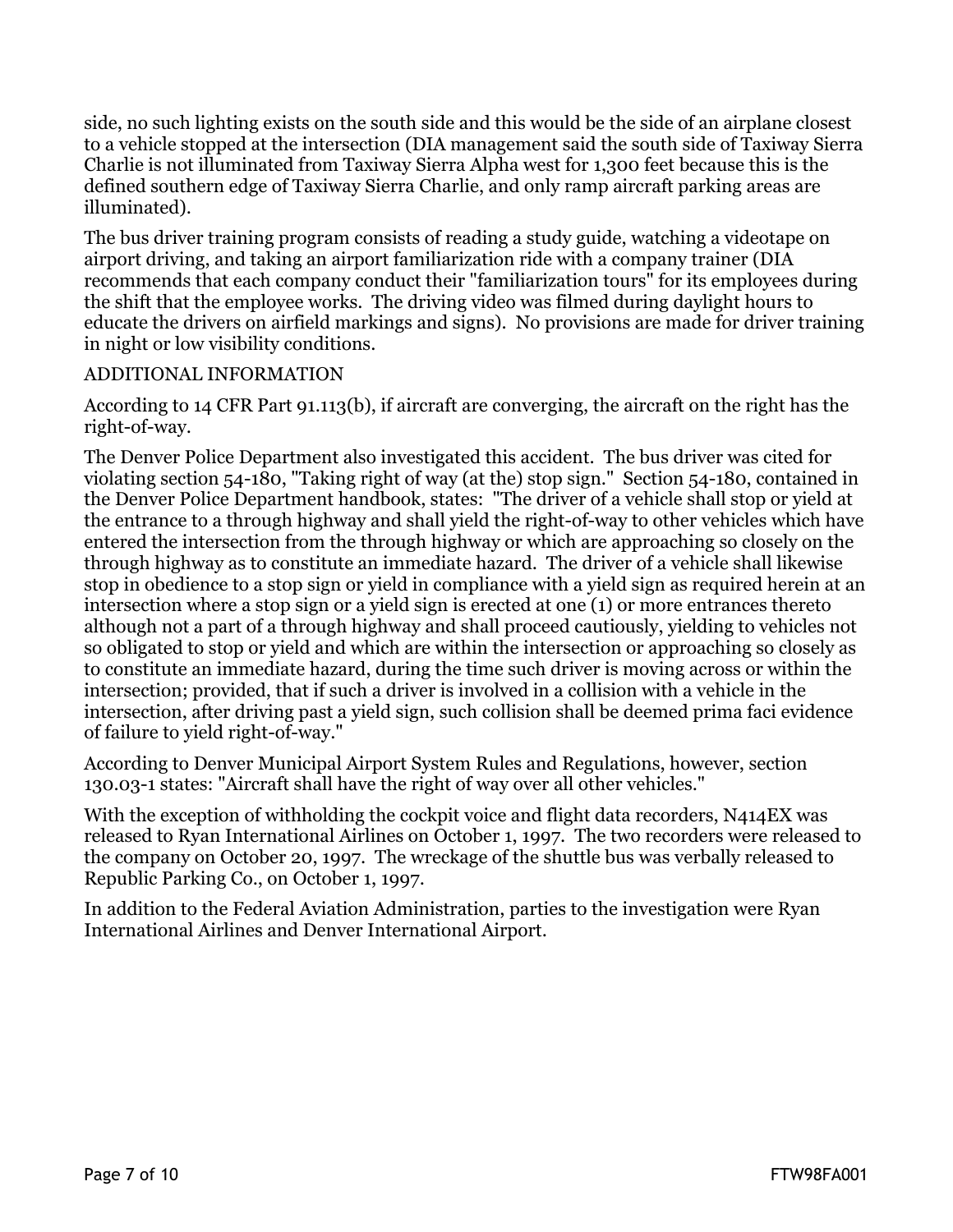side, no such lighting exists on the south side and this would be the side of an airplane closest to a vehicle stopped at the intersection (DIA management said the south side of Taxiway Sierra Charlie is not illuminated from Taxiway Sierra Alpha west for 1,300 feet because this is the defined southern edge of Taxiway Sierra Charlie, and only ramp aircraft parking areas are illuminated).

The bus driver training program consists of reading a study guide, watching a videotape on airport driving, and taking an airport familiarization ride with a company trainer (DIA recommends that each company conduct their "familiarization tours" for its employees during the shift that the employee works. The driving video was filmed during daylight hours to educate the drivers on airfield markings and signs). No provisions are made for driver training in night or low visibility conditions.

ADDITIONAL INFORMATION

According to 14 CFR Part 91.113(b), if aircraft are converging, the aircraft on the right has the right-of-way.

The Denver Police Department also investigated this accident. The bus driver was cited for violating section 54-180, "Taking right of way (at the) stop sign." Section 54-180, contained in the Denver Police Department handbook, states: "The driver of a vehicle shall stop or yield at the entrance to a through highway and shall yield the right-of-way to other vehicles which have entered the intersection from the through highway or which are approaching so closely on the through highway as to constitute an immediate hazard. The driver of a vehicle shall likewise stop in obedience to a stop sign or yield in compliance with a yield sign as required herein at an intersection where a stop sign or a yield sign is erected at one (1) or more entrances thereto although not a part of a through highway and shall proceed cautiously, yielding to vehicles not so obligated to stop or yield and which are within the intersection or approaching so closely as to constitute an immediate hazard, during the time such driver is moving across or within the intersection; provided, that if such a driver is involved in a collision with a vehicle in the intersection, after driving past a yield sign, such collision shall be deemed prima faci evidence of failure to yield right-of-way."

According to Denver Municipal Airport System Rules and Regulations, however, section 130.03-1 states: "Aircraft shall have the right of way over all other vehicles."

With the exception of withholding the cockpit voice and flight data recorders, N414EX was released to Ryan International Airlines on October 1, 1997. The two recorders were released to the company on October 20, 1997. The wreckage of the shuttle bus was verbally released to Republic Parking Co., on October 1, 1997.

In addition to the Federal Aviation Administration, parties to the investigation were Ryan International Airlines and Denver International Airport.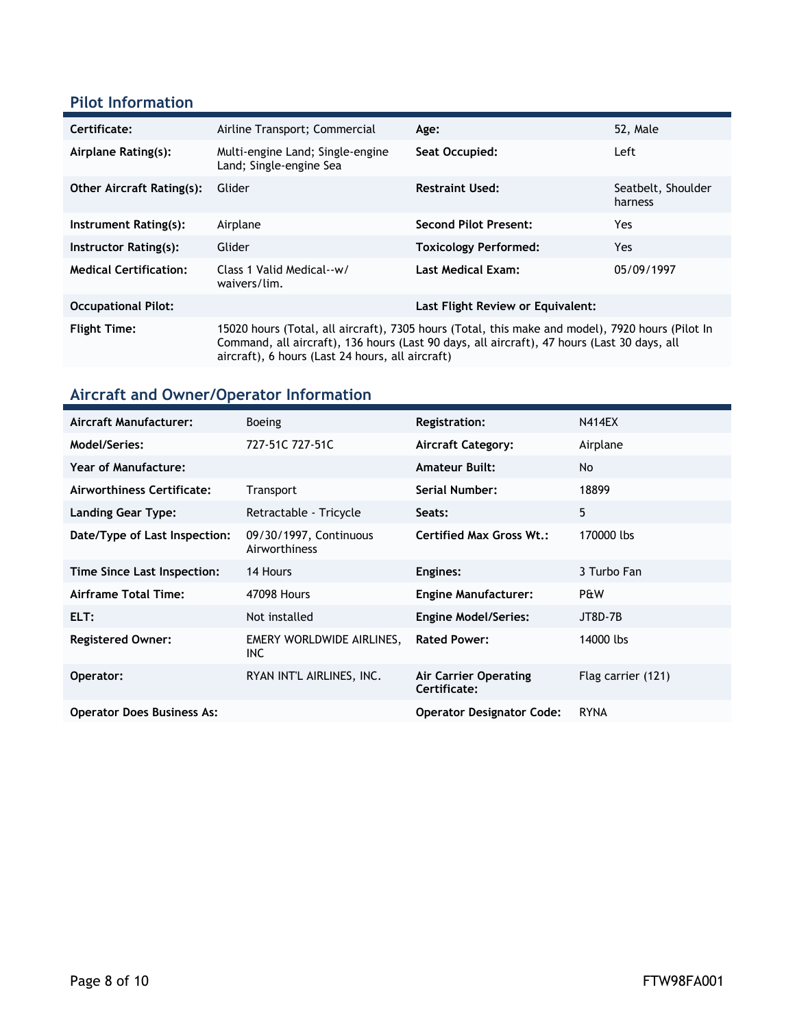## Pilot Information

| | | | |
|---|---|---|---|
| **Certificate:** | Airline Transport; Commercial | **Age:** | 52, Male |
| **Airplane Rating(s):** | Multi-engine Land; Single-engine Land; Single-engine Sea | **Seat Occupied:** | Left |
| **Other Aircraft Rating(s):** | Glider | **Restraint Used:** | Seatbelt, Shoulder harness |
| **Instrument Rating(s):** | Airplane | **Second Pilot Present:** | Yes |
| **Instructor Rating(s):** | Glider | **Toxicology Performed:** | Yes |
| **Medical Certification:** | Class 1 Valid Medical--w/ waivers/lim. | **Last Medical Exam:** | 05/09/1997 |
| **Occupational Pilot:** | | **Last Flight Review or Equivalent:** | |
| **Flight Time:** | 15020 hours (Total, all aircraft), 7305 hours (Total, this make and model), 7920 hours (Pilot In Command, all aircraft), 136 hours (Last 90 days, all aircraft), 47 hours (Last 30 days, all aircraft), 6 hours (Last 24 hours, all aircraft) | | |

## Aircraft and Owner/Operator Information

| | | | |
|---|---|---|---|
| **Aircraft Manufacturer:** | Boeing | **Registration:** | N414EX |
| **Model/Series:** | 727-51C 727-51C | **Aircraft Category:** | Airplane |
| **Year of Manufacture:** | | **Amateur Built:** | No |
| **Airworthiness Certificate:** | Transport | **Serial Number:** | 18899 |
| **Landing Gear Type:** | Retractable - Tricycle | **Seats:** | 5 |
| **Date/Type of Last Inspection:** | 09/30/1997, Continuous Airworthiness | **Certified Max Gross Wt.:** | 170000 lbs |
| **Time Since Last Inspection:** | 14 Hours | **Engines:** | 3 Turbo Fan |
| **Airframe Total Time:** | 47098 Hours | **Engine Manufacturer:** | P&W |
| **ELT:** | Not installed | **Engine Model/Series:** | JT8D-7B |
| **Registered Owner:** | EMERY WORLDWIDE AIRLINES, INC | **Rated Power:** | 14000 lbs |
| **Operator:** | RYAN INT'L AIRLINES, INC. | **Air Carrier Operating Certificate:** | Flag carrier (121) |
| **Operator Does Business As:** | | **Operator Designator Code:** | RYNA |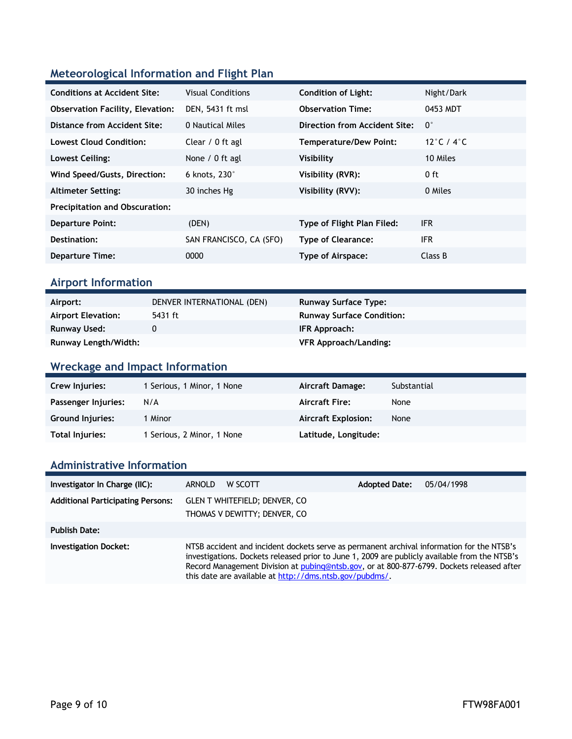## Meteorological Information and Flight Plan

| | | | |
|---|---|---|---|
| **Conditions at Accident Site:** | Visual Conditions | **Condition of Light:** | Night/Dark |
| **Observation Facility, Elevation:** | DEN, 5431 ft msl | **Observation Time:** | 0453 MDT |
| **Distance from Accident Site:** | 0 Nautical Miles | **Direction from Accident Site:** | 0° |
| **Lowest Cloud Condition:** | Clear / 0 ft agl | **Temperature/Dew Point:** | 12°C / 4°C |
| **Lowest Ceiling:** | None / 0 ft agl | **Visibility** | 10 Miles |
| **Wind Speed/Gusts, Direction:** | 6 knots, 230° | **Visibility (RVR):** | 0 ft |
| **Altimeter Setting:** | 30 inches Hg | **Visibility (RVV):** | 0 Miles |
| **Precipitation and Obscuration:** | | | |
| **Departure Point:** | (DEN) | **Type of Flight Plan Filed:** | IFR |
| **Destination:** | SAN FRANCISCO, CA (SFO) | **Type of Clearance:** | IFR |
| **Departure Time:** | 0000 | **Type of Airspace:** | Class B |

## Airport Information

| | | | |
|---|---|---|---|
| **Airport:** | DENVER INTERNATIONAL (DEN) | **Runway Surface Type:** | |
| **Airport Elevation:** | 5431 ft | **Runway Surface Condition:** | |
| **Runway Used:** | 0 | **IFR Approach:** | |
| **Runway Length/Width:** | | **VFR Approach/Landing:** | |

## Wreckage and Impact Information

| | | | |
|---|---|---|---|
| **Crew Injuries:** | 1 Serious, 1 Minor, 1 None | **Aircraft Damage:** | Substantial |
| **Passenger Injuries:** | N/A | **Aircraft Fire:** | None |
| **Ground Injuries:** | 1 Minor | **Aircraft Explosion:** | None |
| **Total Injuries:** | 1 Serious, 2 Minor, 1 None | **Latitude, Longitude:** | |

## Administrative Information

| | | | |
|---|---|---|---|
| **Investigator In Charge (IIC):** | ARNOLD W SCOTT | **Adopted Date:** | 05/04/1998 |
| **Additional Participating Persons:** | GLEN T WHITEFIELD; DENVER, CO<br>THOMAS V DEWITTY; DENVER, CO | | |
| **Publish Date:** | | | |
| **Investigation Docket:** | NTSB accident and incident dockets serve as permanent archival information for the NTSB's investigations. Dockets released prior to June 1, 2009 are publicly available from the NTSB's Record Management Division at pubinq@ntsb.gov, or at 800-877-6799. Dockets released after this date are available at http://dms.ntsb.gov/pubdms/. | | |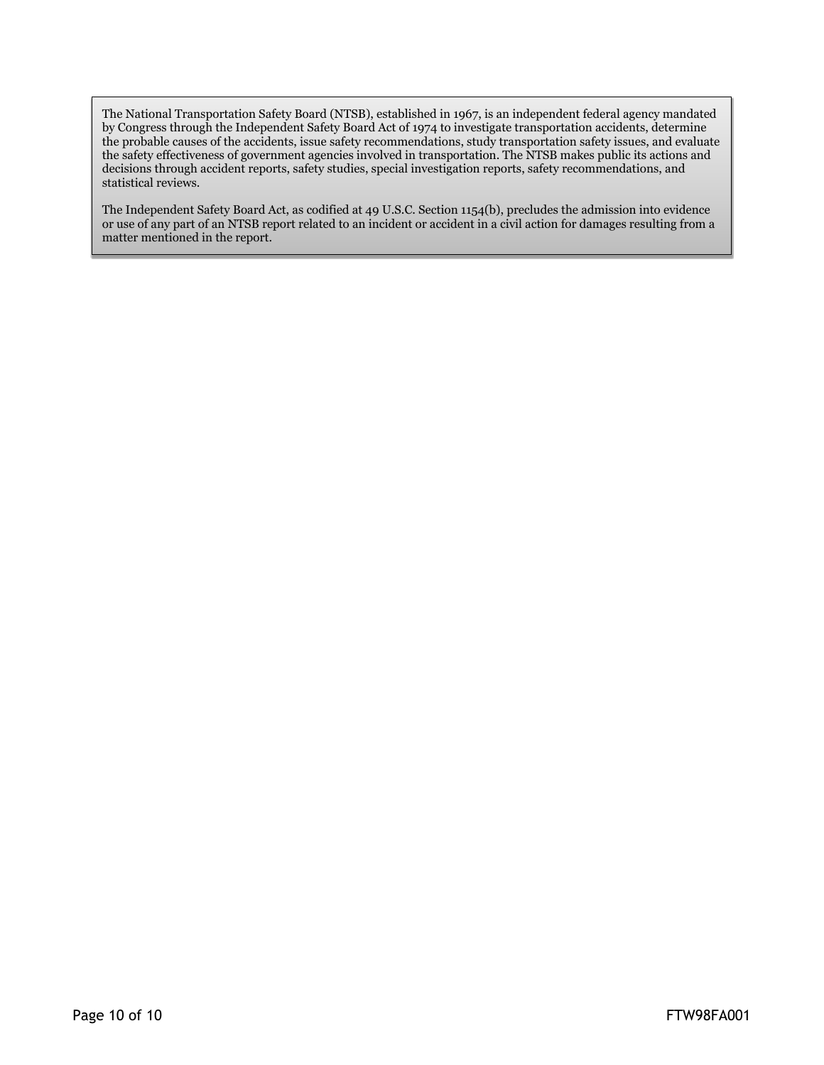The National Transportation Safety Board (NTSB), established in 1967, is an independent federal agency mandated by Congress through the Independent Safety Board Act of 1974 to investigate transportation accidents, determine the probable causes of the accidents, issue safety recommendations, study transportation safety issues, and evaluate the safety effectiveness of government agencies involved in transportation. The NTSB makes public its actions and decisions through accident reports, safety studies, special investigation reports, safety recommendations, and statistical reviews.

The Independent Safety Board Act, as codified at 49 U.S.C. Section 1154(b), precludes the admission into evidence or use of any part of an NTSB report related to an incident or accident in a civil action for damages resulting from a matter mentioned in the report.